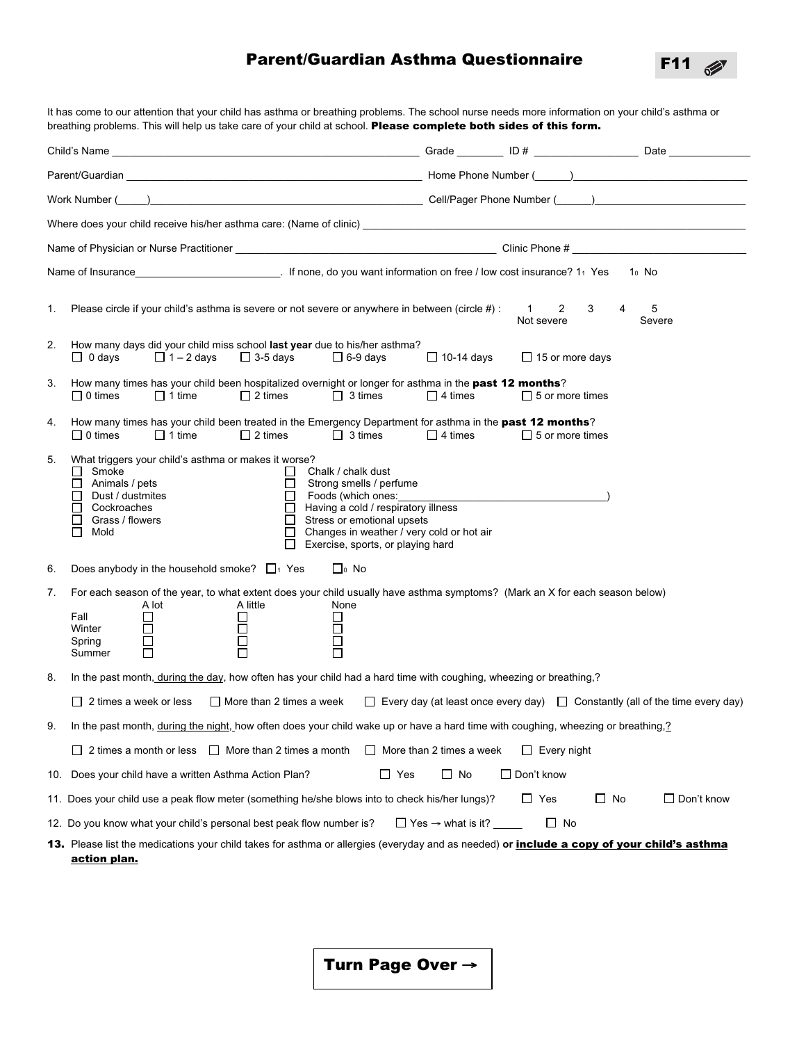# Parent/Guardian Asthma Questionnaire

**F11**

It has come to our attention that your child has asthma or breathing problems. The school nurse needs more information on your child's asthma or breathing problems. This will help us take care of your child at school. **Please complete both sides of this form.**

Child's Name ____________________ Grade ________ ID # __________ Date __________

Parent/Guardian ____________________ Home Phone Number (_____)__________

Work Number (_____)__________ Cell/Pager Phone Number (_____)__________

Where does your child receive his/her asthma care: (Name of clinic) ____________________

Name of Physician or Nurse Practitioner ____________________ Clinic Phone # __________

Name of Insurance____________________. If none, do you want information on free / low cost insurance? 1₁ Yes 1₀ No

1. Please circle if your child's asthma is severe or not severe or anywhere in between (circle #): 1 2 3 4 5 (Not severe — Severe)

2. How many days did your child miss school **last year** due to his/her asthma?
   ☐ 0 days ☐ 1 – 2 days ☐ 3-5 days ☐ 6-9 days ☐ 10-14 days ☐ 15 or more days

3. How many times has your child been hospitalized overnight or longer for asthma in the **past 12 months**?
   ☐ 0 times ☐ 1 time ☐ 2 times ☐ 3 times ☐ 4 times ☐ 5 or more times

4. How many times has your child been treated in the Emergency Department for asthma in the **past 12 months**?
   ☐ 0 times ☐ 1 time ☐ 2 times ☐ 3 times ☐ 4 times ☐ 5 or more times

5. What triggers your child's asthma or makes it worse?
   - ☐ Smoke
   - ☐ Animals / pets
   - ☐ Dust / dustmites
   - ☐ Cockroaches
   - ☐ Grass / flowers
   - ☐ Mold
   - ☐ Chalk / chalk dust
   - ☐ Strong smells / perfume
   - ☐ Foods (which ones:____________________)
   - ☐ Having a cold / respiratory illness
   - ☐ Stress or emotional upsets
   - ☐ Changes in weather / very cold or hot air
   - ☐ Exercise, sports, or playing hard

6. Does anybody in the household smoke? ☐₁ Yes ☐₀ No

7. For each season of the year, to what extent does your child usually have asthma symptoms? (Mark an X for each season below)

| | A lot | A little | None |
|---|---|---|---|
| Fall | ☐ | ☐ | ☐ |
| Winter | ☐ | ☐ | ☐ |
| Spring | ☐ | ☐ | ☐ |
| Summer | ☐ | ☐ | ☐ |

8. In the past month, <u>during the day</u>, how often has your child had a hard time with coughing, wheezing or breathing,?

   ☐ 2 times a week or less ☐ More than 2 times a week ☐ Every day (at least once every day) ☐ Constantly (all of the time every day)

9. In the past month, <u>during the night,</u> how often does your child wake up or have a hard time with coughing, wheezing or breathing,?

   ☐ 2 times a month or less ☐ More than 2 times a month ☐ More than 2 times a week ☐ Every night

10. Does your child have a written Asthma Action Plan? ☐ Yes ☐ No ☐ Don't know

11. Does your child use a peak flow meter (something he/she blows into to check his/her lungs)? ☐ Yes ☐ No ☐ Don't know

12. Do you know what your child's personal best peak flow number is? ☐ Yes → what is it? _____ ☐ No

13. Please list the medications your child takes for asthma or allergies (everyday and as needed) **or <u>include a copy of your child's asthma action plan.</u>**

**Turn Page Over →**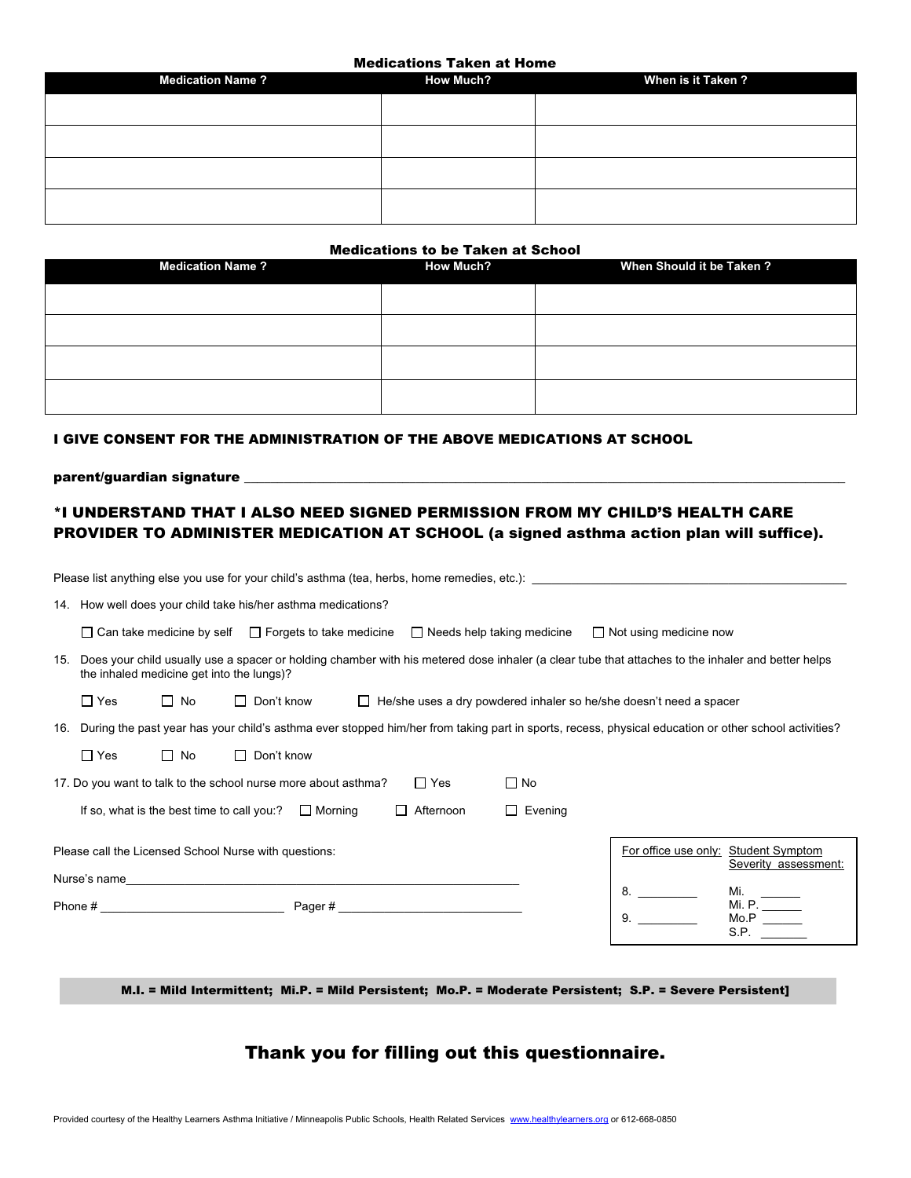### Medications Taken at Home

| Medication Name ? | How Much? | When is it Taken ? |
|---|---|---|
| | | |
| | | |
| | | |
| | | |

### Medications to be Taken at School

| Medication Name ? | How Much? | When Should it be Taken ? |
|---|---|---|
| | | |
| | | |
| | | |
| | | |

**I GIVE CONSENT FOR THE ADMINISTRATION OF THE ABOVE MEDICATIONS AT SCHOOL**

**parent/guardian signature** ______________________________________________

**\*I UNDERSTAND THAT I ALSO NEED SIGNED PERMISSION FROM MY CHILD'S HEALTH CARE PROVIDER TO ADMINISTER MEDICATION AT SCHOOL (a signed asthma action plan will suffice).**

Please list anything else you use for your child's asthma (tea, herbs, home remedies, etc.): ______________________

14. How well does your child take his/her asthma medications?

☐ Can take medicine by self ☐ Forgets to take medicine ☐ Needs help taking medicine ☐ Not using medicine now

15. Does your child usually use a spacer or holding chamber with his metered dose inhaler (a clear tube that attaches to the inhaler and better helps the inhaled medicine get into the lungs)?

☐ Yes ☐ No ☐ Don't know ☐ He/she uses a dry powdered inhaler so he/she doesn't need a spacer

16. During the past year has your child's asthma ever stopped him/her from taking part in sports, recess, physical education or other school activities?

☐ Yes ☐ No ☐ Don't know

17. Do you want to talk to the school nurse more about asthma? ☐ Yes ☐ No

If so, what is the best time to call you:? ☐ Morning ☐ Afternoon ☐ Evening

Please call the Licensed School Nurse with questions:

Nurse's name______________________________________________

Phone # ________________________ Pager # ________________________

| For office use only: | Student Symptom Severity assessment: |
|---|---|
| 8. _________ | Mi. ______ |
| | Mi. P. ______ |
| 9. _________ | Mo.P ______ |
| | S.P. ______ |

**M.I. = Mild Intermittent; Mi.P. = Mild Persistent; Mo.P. = Moderate Persistent; S.P. = Severe Persistent]**

## Thank you for filling out this questionnaire.

Provided courtesy of the Healthy Learners Asthma Initiative / Minneapolis Public Schools, Health Related Services www.healthylearners.org or 612-668-0850